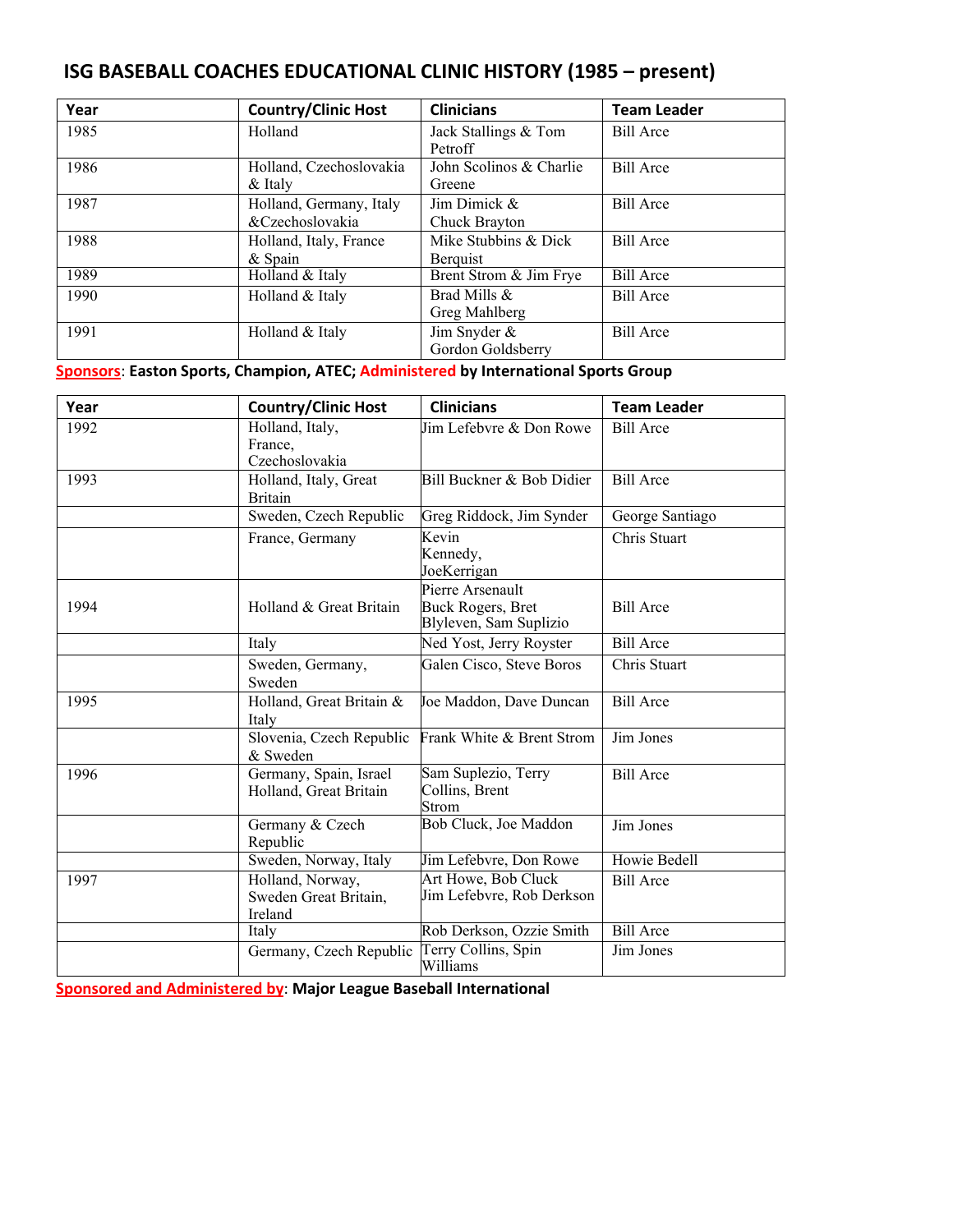# ISG BASEBALL COACHES EDUCATIONAL CLINIC HISTORY (1985 – present)

| Year | Country/Clinic Host | Clinicians | Team Leader |
|---|---|---|---|
| 1985 | Holland | Jack Stallings & Tom Petroff | Bill Arce |
| 1986 | Holland, Czechoslovakia & Italy | John Scolinos & Charlie Greene | Bill Arce |
| 1987 | Holland, Germany, Italy &Czechoslovakia | Jim Dimick & Chuck Brayton | Bill Arce |
| 1988 | Holland, Italy, France & Spain | Mike Stubbins & Dick Berquist | Bill Arce |
| 1989 | Holland & Italy | Brent Strom & Jim Frye | Bill Arce |
| 1990 | Holland & Italy | Brad Mills & Greg Mahlberg | Bill Arce |
| 1991 | Holland & Italy | Jim Snyder & Gordon Goldsberry | Bill Arce |

**Sponsors**: **Easton Sports, Champion, ATEC; Administered by International Sports Group**

| Year | Country/Clinic Host | Clinicians | Team Leader |
|---|---|---|---|
| 1992 | Holland, Italy, France, Czechoslovakia | Jim Lefebvre & Don Rowe | Bill Arce |
| 1993 | Holland, Italy, Great Britain | Bill Buckner & Bob Didier | Bill Arce |
| | Sweden, Czech Republic | Greg Riddock, Jim Synder | George Santiago |
| | France, Germany | Kevin Kennedy, JoeKerrigan | Chris Stuart |
| 1994 | Holland & Great Britain | Pierre Arsenault Buck Rogers, Bret Blyleven, Sam Suplizio | Bill Arce |
| | Italy | Ned Yost, Jerry Royster | Bill Arce |
| | Sweden, Germany, Sweden | Galen Cisco, Steve Boros | Chris Stuart |
| 1995 | Holland, Great Britain & Italy | Joe Maddon, Dave Duncan | Bill Arce |
| | Slovenia, Czech Republic & Sweden | Frank White & Brent Strom | Jim Jones |
| 1996 | Germany, Spain, Israel Holland, Great Britain | Sam Suplezio, Terry Collins, Brent Strom | Bill Arce |
| | Germany & Czech Republic | Bob Cluck, Joe Maddon | Jim Jones |
| | Sweden, Norway, Italy | Jim Lefebvre, Don Rowe | Howie Bedell |
| 1997 | Holland, Norway, Sweden Great Britain, Ireland | Art Howe, Bob Cluck Jim Lefebvre, Rob Derkson | Bill Arce |
| | Italy | Rob Derkson, Ozzie Smith | Bill Arce |
| | Germany, Czech Republic | Terry Collins, Spin Williams | Jim Jones |

**Sponsored and Administered by**: **Major League Baseball International**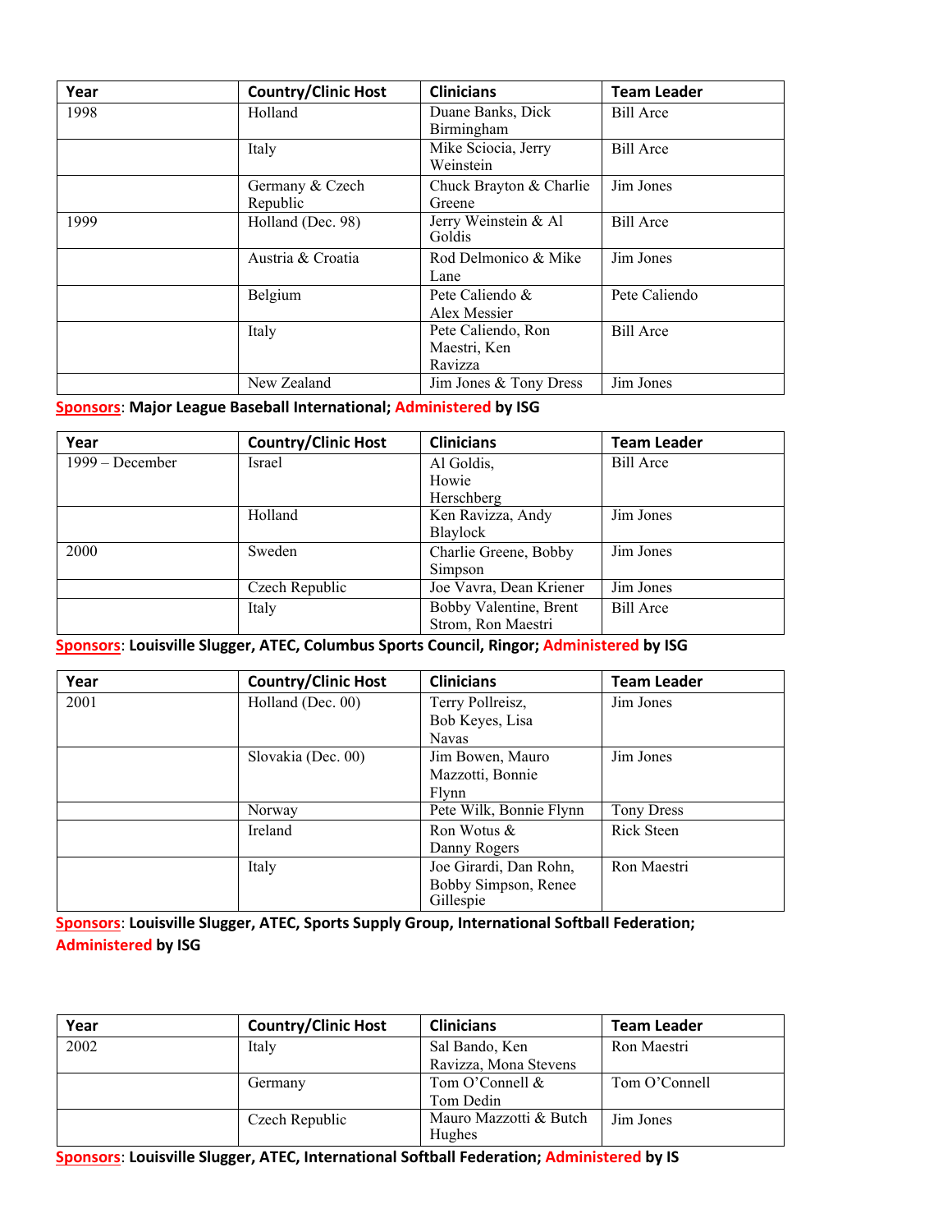| Year | Country/Clinic Host | Clinicians | Team Leader |
|---|---|---|---|
| 1998 | Holland | Duane Banks, Dick Birmingham | Bill Arce |
| | Italy | Mike Sciocia, Jerry Weinstein | Bill Arce |
| | Germany & Czech Republic | Chuck Brayton & Charlie Greene | Jim Jones |
| 1999 | Holland (Dec. 98) | Jerry Weinstein & Al Goldis | Bill Arce |
| | Austria & Croatia | Rod Delmonico & Mike Lane | Jim Jones |
| | Belgium | Pete Caliendo & Alex Messier | Pete Caliendo |
| | Italy | Pete Caliendo, Ron Maestri, Ken Ravizza | Bill Arce |
| | New Zealand | Jim Jones & Tony Dress | Jim Jones |

**Sponsors: Major League Baseball International; Administered by ISG**

| Year | Country/Clinic Host | Clinicians | Team Leader |
|---|---|---|---|
| 1999 – December | Israel | Al Goldis, Howie Herschberg | Bill Arce |
| | Holland | Ken Ravizza, Andy Blaylock | Jim Jones |
| 2000 | Sweden | Charlie Greene, Bobby Simpson | Jim Jones |
| | Czech Republic | Joe Vavra, Dean Kriener | Jim Jones |
| | Italy | Bobby Valentine, Brent Strom, Ron Maestri | Bill Arce |

**Sponsors: Louisville Slugger, ATEC, Columbus Sports Council, Ringor; Administered by ISG**

| Year | Country/Clinic Host | Clinicians | Team Leader |
|---|---|---|---|
| 2001 | Holland (Dec. 00) | Terry Pollreisz, Bob Keyes, Lisa Navas | Jim Jones |
| | Slovakia (Dec. 00) | Jim Bowen, Mauro Mazzotti, Bonnie Flynn | Jim Jones |
| | Norway | Pete Wilk, Bonnie Flynn | Tony Dress |
| | Ireland | Ron Wotus & Danny Rogers | Rick Steen |
| | Italy | Joe Girardi, Dan Rohn, Bobby Simpson, Renee Gillespie | Ron Maestri |

**Sponsors: Louisville Slugger, ATEC, Sports Supply Group, International Softball Federation; Administered by ISG**

| Year | Country/Clinic Host | Clinicians | Team Leader |
|---|---|---|---|
| 2002 | Italy | Sal Bando, Ken Ravizza, Mona Stevens | Ron Maestri |
| | Germany | Tom O'Connell & Tom Dedin | Tom O'Connell |
| | Czech Republic | Mauro Mazzotti & Butch Hughes | Jim Jones |

**Sponsors: Louisville Slugger, ATEC, International Softball Federation; Administered by IS**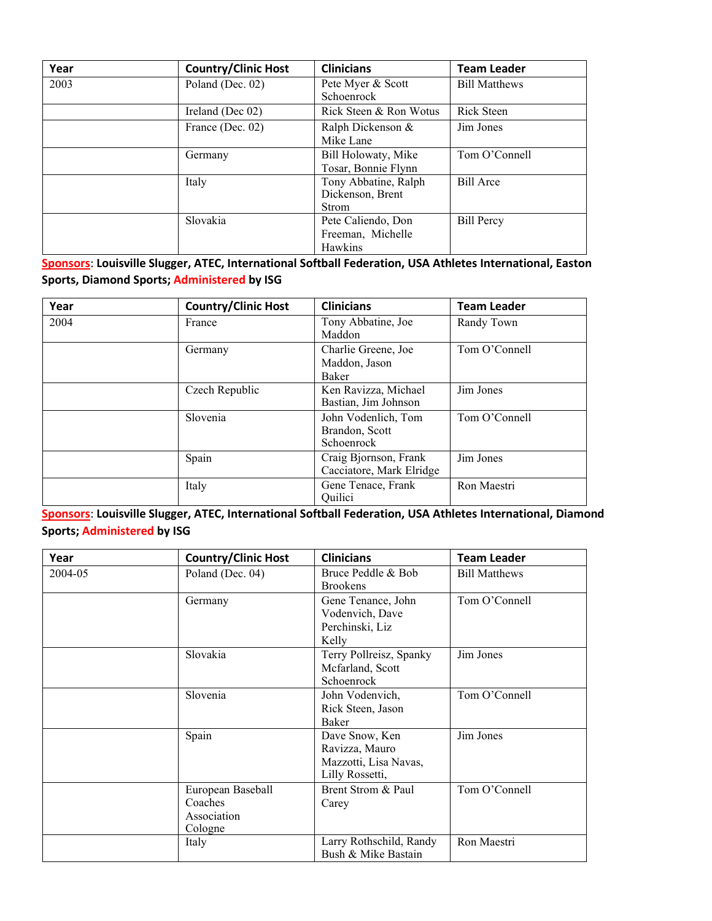| Year | Country/Clinic Host | Clinicians | Team Leader |
|---|---|---|---|
| 2003 | Poland (Dec. 02) | Pete Myer & Scott Schoenrock | Bill Matthews |
| | Ireland (Dec 02) | Rick Steen & Ron Wotus | Rick Steen |
| | France (Dec. 02) | Ralph Dickenson & Mike Lane | Jim Jones |
| | Germany | Bill Holowaty, Mike Tosar, Bonnie Flynn | Tom O'Connell |
| | Italy | Tony Abbatine, Ralph Dickenson, Brent Strom | Bill Arce |
| | Slovakia | Pete Caliendo, Don Freeman, Michelle Hawkins | Bill Percy |

Sponsors: **Louisville Slugger, ATEC, International Softball Federation, USA Athletes International, Easton Sports, Diamond Sports; Administered by ISG**

| Year | Country/Clinic Host | Clinicians | Team Leader |
|---|---|---|---|
| 2004 | France | Tony Abbatine, Joe Maddon | Randy Town |
| | Germany | Charlie Greene, Joe Maddon, Jason Baker | Tom O'Connell |
| | Czech Republic | Ken Ravizza, Michael Bastian, Jim Johnson | Jim Jones |
| | Slovenia | John Vodenlich, Tom Brandon, Scott Schoenrock | Tom O'Connell |
| | Spain | Craig Bjornson, Frank Cacciatore, Mark Elridge | Jim Jones |
| | Italy | Gene Tenace, Frank Quilici | Ron Maestri |

Sponsors: **Louisville Slugger, ATEC, International Softball Federation, USA Athletes International, Diamond Sports; Administered by ISG**

| Year | Country/Clinic Host | Clinicians | Team Leader |
|---|---|---|---|
| 2004-05 | Poland (Dec. 04) | Bruce Peddle & Bob Brookens | Bill Matthews |
| | Germany | Gene Tenance, John Vodenvich, Dave Perchinski, Liz Kelly | Tom O'Connell |
| | Slovakia | Terry Pollreisz, Spanky Mcfarland, Scott Schoenrock | Jim Jones |
| | Slovenia | John Vodenvich, Rick Steen, Jason Baker | Tom O'Connell |
| | Spain | Dave Snow, Ken Ravizza, Mauro Mazzotti, Lisa Navas, Lilly Rossetti, | Jim Jones |
| | European Baseball Coaches Association Cologne | Brent Strom & Paul Carey | Tom O'Connell |
| | Italy | Larry Rothschild, Randy Bush & Mike Bastain | Ron Maestri |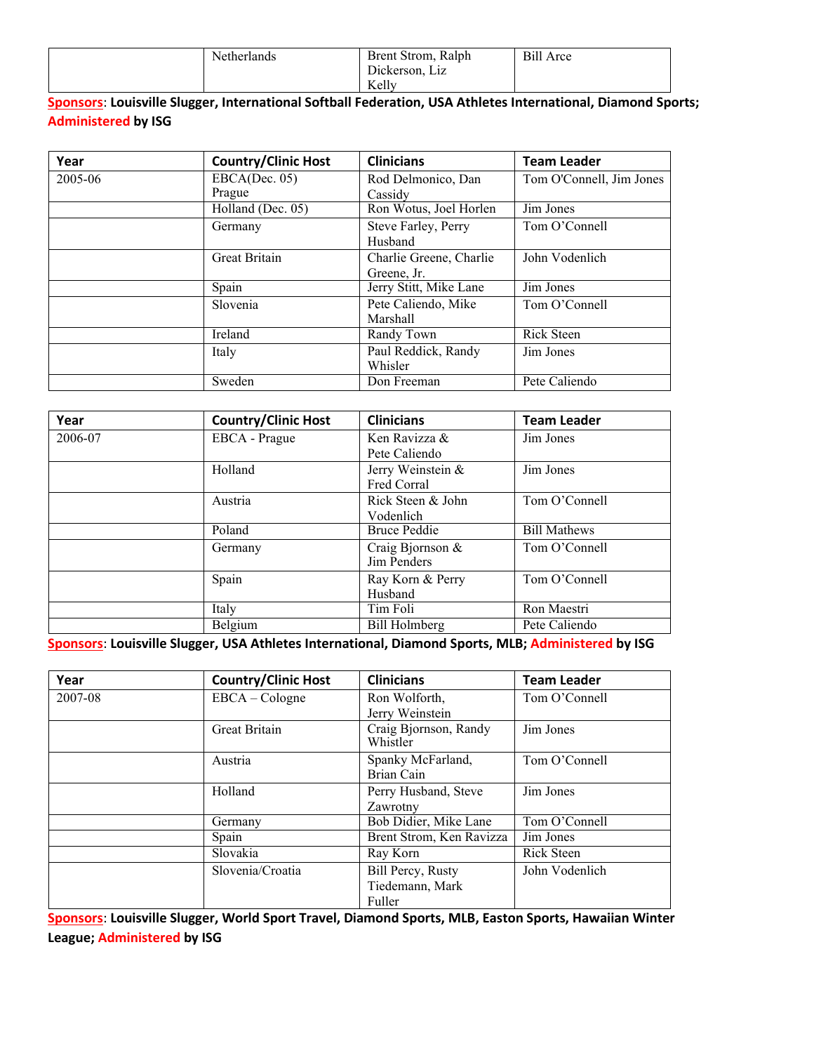| | Netherlands | Brent Strom, Ralph Dickerson, Liz Kelly | Bill Arce |
|---|---|---|---|

**Sponsors**: **Louisville Slugger, International Softball Federation, USA Athletes International, Diamond Sports; Administered by ISG**

| Year | Country/Clinic Host | Clinicians | Team Leader |
|---|---|---|---|
| 2005-06 | EBCA(Dec. 05) Prague | Rod Delmonico, Dan Cassidy | Tom O'Connell, Jim Jones |
| | Holland (Dec. 05) | Ron Wotus, Joel Horlen | Jim Jones |
| | Germany | Steve Farley, Perry Husband | Tom O'Connell |
| | Great Britain | Charlie Greene, Charlie Greene, Jr. | John Vodenlich |
| | Spain | Jerry Stitt, Mike Lane | Jim Jones |
| | Slovenia | Pete Caliendo, Mike Marshall | Tom O'Connell |
| | Ireland | Randy Town | Rick Steen |
| | Italy | Paul Reddick, Randy Whisler | Jim Jones |
| | Sweden | Don Freeman | Pete Caliendo |

| Year | Country/Clinic Host | Clinicians | Team Leader |
|---|---|---|---|
| 2006-07 | EBCA - Prague | Ken Ravizza & Pete Caliendo | Jim Jones |
| | Holland | Jerry Weinstein & Fred Corral | Jim Jones |
| | Austria | Rick Steen & John Vodenlich | Tom O'Connell |
| | Poland | Bruce Peddie | Bill Mathews |
| | Germany | Craig Bjornson & Jim Penders | Tom O'Connell |
| | Spain | Ray Korn & Perry Husband | Tom O'Connell |
| | Italy | Tim Foli | Ron Maestri |
| | Belgium | Bill Holmberg | Pete Caliendo |

**Sponsors**: **Louisville Slugger, USA Athletes International, Diamond Sports, MLB; Administered by ISG**

| Year | Country/Clinic Host | Clinicians | Team Leader |
|---|---|---|---|
| 2007-08 | EBCA – Cologne | Ron Wolforth, Jerry Weinstein | Tom O'Connell |
| | Great Britain | Craig Bjornson, Randy Whistler | Jim Jones |
| | Austria | Spanky McFarland, Brian Cain | Tom O'Connell |
| | Holland | Perry Husband, Steve Zawrotny | Jim Jones |
| | Germany | Bob Didier, Mike Lane | Tom O'Connell |
| | Spain | Brent Strom, Ken Ravizza | Jim Jones |
| | Slovakia | Ray Korn | Rick Steen |
| | Slovenia/Croatia | Bill Percy, Rusty Tiedemann, Mark Fuller | John Vodenlich |

**Sponsors**: **Louisville Slugger, World Sport Travel, Diamond Sports, MLB, Easton Sports, Hawaiian Winter League; Administered by ISG**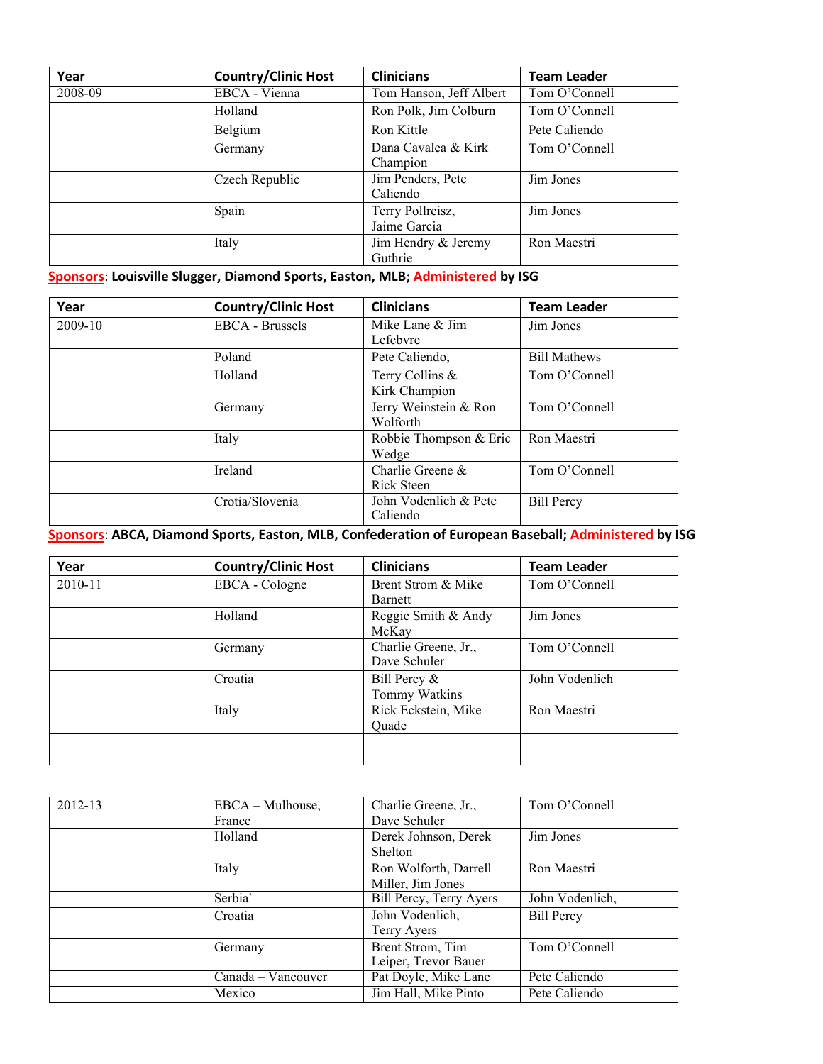| Year | Country/Clinic Host | Clinicians | Team Leader |
|---|---|---|---|
| 2008-09 | EBCA - Vienna | Tom Hanson, Jeff Albert | Tom O'Connell |
| | Holland | Ron Polk, Jim Colburn | Tom O'Connell |
| | Belgium | Ron Kittle | Pete Caliendo |
| | Germany | Dana Cavalea & Kirk Champion | Tom O'Connell |
| | Czech Republic | Jim Penders, Pete Caliendo | Jim Jones |
| | Spain | Terry Pollreisz, Jaime Garcia | Jim Jones |
| | Italy | Jim Hendry & Jeremy Guthrie | Ron Maestri |

**Sponsors: Louisville Slugger, Diamond Sports, Easton, MLB; Administered by ISG**

| Year | Country/Clinic Host | Clinicians | Team Leader |
|---|---|---|---|
| 2009-10 | EBCA - Brussels | Mike Lane & Jim Lefebvre | Jim Jones |
| | Poland | Pete Caliendo, | Bill Mathews |
| | Holland | Terry Collins & Kirk Champion | Tom O'Connell |
| | Germany | Jerry Weinstein & Ron Wolforth | Tom O'Connell |
| | Italy | Robbie Thompson & Eric Wedge | Ron Maestri |
| | Ireland | Charlie Greene & Rick Steen | Tom O'Connell |
| | Crotia/Slovenia | John Vodenlich & Pete Caliendo | Bill Percy |

**Sponsors: ABCA, Diamond Sports, Easton, MLB, Confederation of European Baseball; Administered by ISG**

| Year | Country/Clinic Host | Clinicians | Team Leader |
|---|---|---|---|
| 2010-11 | EBCA - Cologne | Brent Strom & Mike Barnett | Tom O'Connell |
| | Holland | Reggie Smith & Andy McKay | Jim Jones |
| | Germany | Charlie Greene, Jr., Dave Schuler | Tom O'Connell |
| | Croatia | Bill Percy & Tommy Watkins | John Vodenlich |
| | Italy | Rick Eckstein, Mike Quade | Ron Maestri |
| | | | |

| | | | |
|---|---|---|---|
| 2012-13 | EBCA – Mulhouse, France | Charlie Greene, Jr., Dave Schuler | Tom O'Connell |
| | Holland | Derek Johnson, Derek Shelton | Jim Jones |
| | Italy | Ron Wolforth, Darrell Miller, Jim Jones | Ron Maestri |
| | Serbia` | Bill Percy, Terry Ayers | John Vodenlich, |
| | Croatia | John Vodenlich, Terry Ayers | Bill Percy |
| | Germany | Brent Strom, Tim Leiper, Trevor Bauer | Tom O'Connell |
| | Canada – Vancouver | Pat Doyle, Mike Lane | Pete Caliendo |
| | Mexico | Jim Hall, Mike Pinto | Pete Caliendo |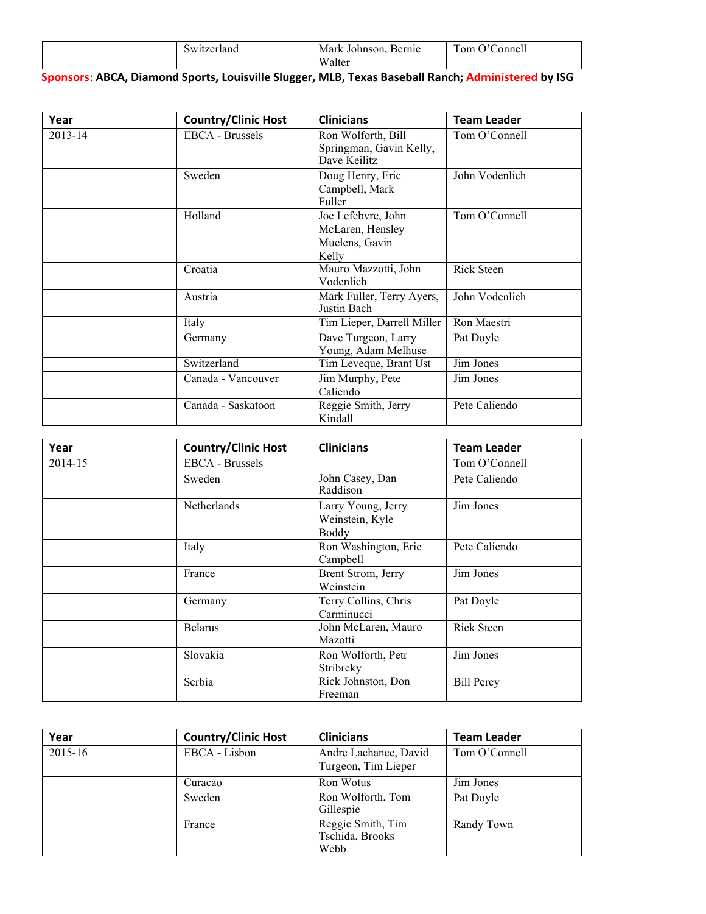| | Switzerland | Mark Johnson, Bernie Walter | Tom O'Connell |
|---|---|---|---|

**Sponsors**: **ABCA, Diamond Sports, Louisville Slugger, MLB, Texas Baseball Ranch; Administered by ISG**

| **Year** | **Country/Clinic Host** | **Clinicians** | **Team Leader** |
|---|---|---|---|
| 2013-14 | EBCA - Brussels | Ron Wolforth, Bill Springman, Gavin Kelly, Dave Keilitz | Tom O'Connell |
| | Sweden | Doug Henry, Eric Campbell, Mark Fuller | John Vodenlich |
| | Holland | Joe Lefebvre, John McLaren, Hensley Muelens, Gavin Kelly | Tom O'Connell |
| | Croatia | Mauro Mazzotti, John Vodenlich | Rick Steen |
| | Austria | Mark Fuller, Terry Ayers, Justin Bach | John Vodenlich |
| | Italy | Tim Lieper, Darrell Miller | Ron Maestri |
| | Germany | Dave Turgeon, Larry Young, Adam Melhuse | Pat Doyle |
| | Switzerland | Tim Leveque, Brant Ust | Jim Jones |
| | Canada - Vancouver | Jim Murphy, Pete Caliendo | Jim Jones |
| | Canada - Saskatoon | Reggie Smith, Jerry Kindall | Pete Caliendo |

| **Year** | **Country/Clinic Host** | **Clinicians** | **Team Leader** |
|---|---|---|---|
| 2014-15 | EBCA - Brussels | | Tom O'Connell |
| | Sweden | John Casey, Dan Raddison | Pete Caliendo |
| | Netherlands | Larry Young, Jerry Weinstein, Kyle Boddy | Jim Jones |
| | Italy | Ron Washington, Eric Campbell | Pete Caliendo |
| | France | Brent Strom, Jerry Weinstein | Jim Jones |
| | Germany | Terry Collins, Chris Carminucci | Pat Doyle |
| | Belarus | John McLaren, Mauro Mazotti | Rick Steen |
| | Slovakia | Ron Wolforth, Petr Stribrcky | Jim Jones |
| | Serbia | Rick Johnston, Don Freeman | Bill Percy |

| **Year** | **Country/Clinic Host** | **Clinicians** | **Team Leader** |
|---|---|---|---|
| 2015-16 | EBCA - Lisbon | Andre Lachance, David Turgeon, Tim Lieper | Tom O'Connell |
| | Curacao | Ron Wotus | Jim Jones |
| | Sweden | Ron Wolforth, Tom Gillespie | Pat Doyle |
| | France | Reggie Smith, Tim Tschida, Brooks Webb | Randy Town |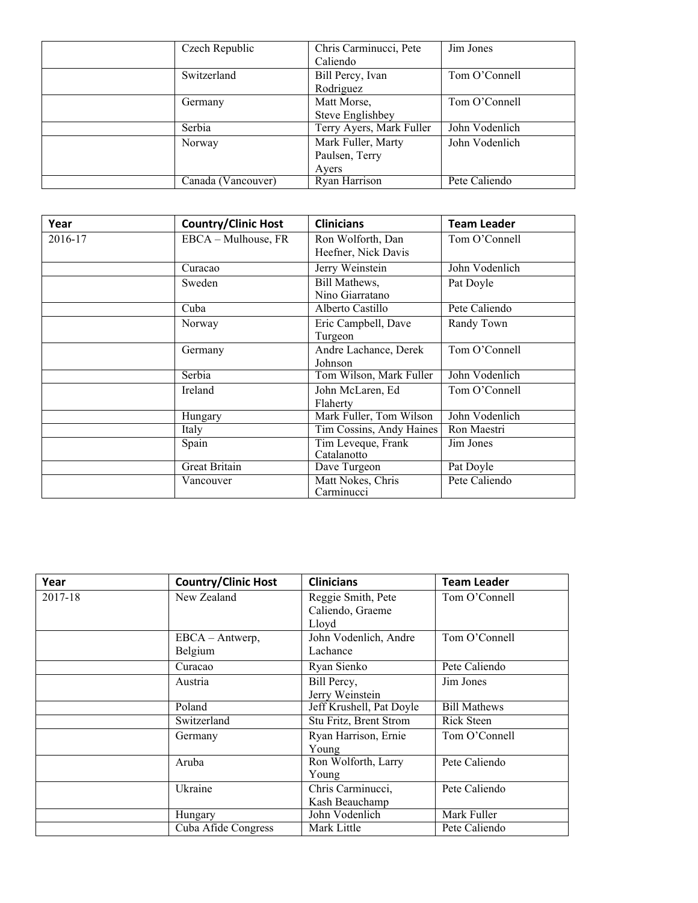| | | | |
|---|---|---|---|
| | Czech Republic | Chris Carminucci, Pete Caliendo | Jim Jones |
| | Switzerland | Bill Percy, Ivan Rodriguez | Tom O'Connell |
| | Germany | Matt Morse, Steve Englishbey | Tom O'Connell |
| | Serbia | Terry Ayers, Mark Fuller | John Vodenlich |
| | Norway | Mark Fuller, Marty Paulsen, Terry Ayers | John Vodenlich |
| | Canada (Vancouver) | Ryan Harrison | Pete Caliendo |

| Year | Country/Clinic Host | Clinicians | Team Leader |
|---|---|---|---|
| 2016-17 | EBCA – Mulhouse, FR | Ron Wolforth, Dan Heefner, Nick Davis | Tom O'Connell |
| | Curacao | Jerry Weinstein | John Vodenlich |
| | Sweden | Bill Mathews, Nino Giarratano | Pat Doyle |
| | Cuba | Alberto Castillo | Pete Caliendo |
| | Norway | Eric Campbell, Dave Turgeon | Randy Town |
| | Germany | Andre Lachance, Derek Johnson | Tom O'Connell |
| | Serbia | Tom Wilson, Mark Fuller | John Vodenlich |
| | Ireland | John McLaren, Ed Flaherty | Tom O'Connell |
| | Hungary | Mark Fuller, Tom Wilson | John Vodenlich |
| | Italy | Tim Cossins, Andy Haines | Ron Maestri |
| | Spain | Tim Leveque, Frank Catalanotto | Jim Jones |
| | Great Britain | Dave Turgeon | Pat Doyle |
| | Vancouver | Matt Nokes, Chris Carminucci | Pete Caliendo |

| Year | Country/Clinic Host | Clinicians | Team Leader |
|---|---|---|---|
| 2017-18 | New Zealand | Reggie Smith, Pete Caliendo, Graeme Lloyd | Tom O'Connell |
| | EBCA – Antwerp, Belgium | John Vodenlich, Andre Lachance | Tom O'Connell |
| | Curacao | Ryan Sienko | Pete Caliendo |
| | Austria | Bill Percy, Jerry Weinstein | Jim Jones |
| | Poland | Jeff Krushell, Pat Doyle | Bill Mathews |
| | Switzerland | Stu Fritz, Brent Strom | Rick Steen |
| | Germany | Ryan Harrison, Ernie Young | Tom O'Connell |
| | Aruba | Ron Wolforth, Larry Young | Pete Caliendo |
| | Ukraine | Chris Carminucci, Kash Beauchamp | Pete Caliendo |
| | Hungary | John Vodenlich | Mark Fuller |
| | Cuba Afide Congress | Mark Little | Pete Caliendo |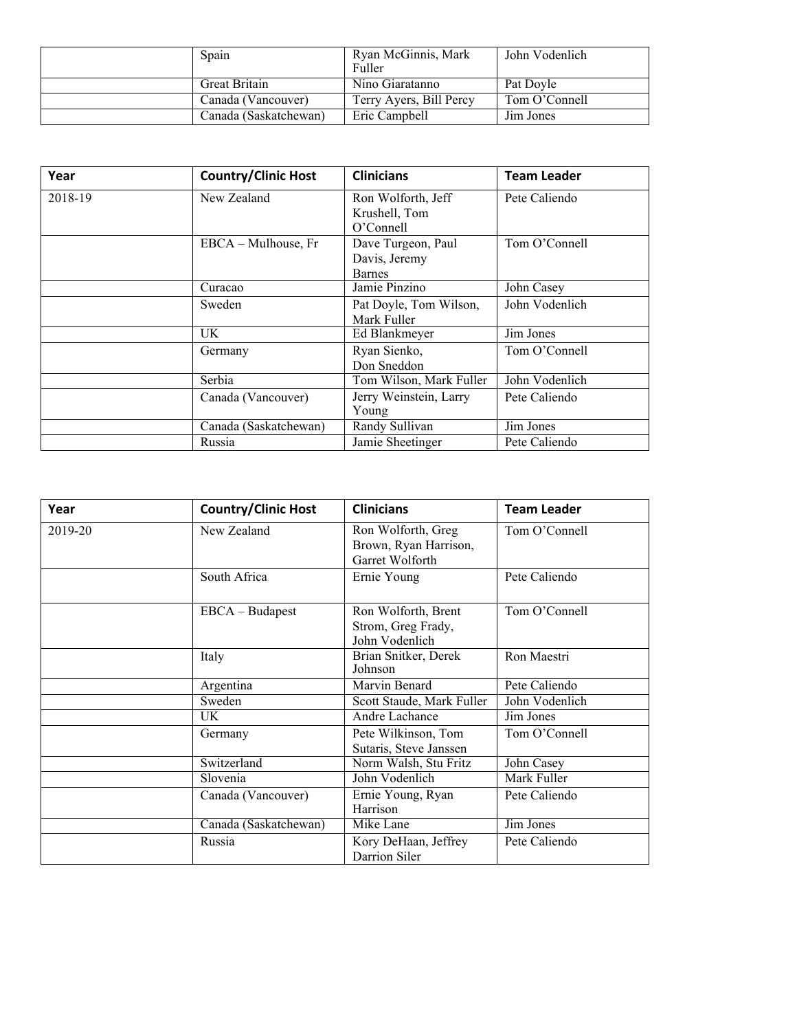| | | | |
|---|---|---|---|
| | Spain | Ryan McGinnis, Mark Fuller | John Vodenlich |
| | Great Britain | Nino Giaratanno | Pat Doyle |
| | Canada (Vancouver) | Terry Ayers, Bill Percy | Tom O'Connell |
| | Canada (Saskatchewan) | Eric Campbell | Jim Jones |

| Year | Country/Clinic Host | Clinicians | Team Leader |
|---|---|---|---|
| 2018-19 | New Zealand | Ron Wolforth, Jeff Krushell, Tom O'Connell | Pete Caliendo |
| | EBCA – Mulhouse, Fr | Dave Turgeon, Paul Davis, Jeremy Barnes | Tom O'Connell |
| | Curacao | Jamie Pinzino | John Casey |
| | Sweden | Pat Doyle, Tom Wilson, Mark Fuller | John Vodenlich |
| | UK | Ed Blankmeyer | Jim Jones |
| | Germany | Ryan Sienko, Don Sneddon | Tom O'Connell |
| | Serbia | Tom Wilson, Mark Fuller | John Vodenlich |
| | Canada (Vancouver) | Jerry Weinstein, Larry Young | Pete Caliendo |
| | Canada (Saskatchewan) | Randy Sullivan | Jim Jones |
| | Russia | Jamie Sheetinger | Pete Caliendo |

| Year | Country/Clinic Host | Clinicians | Team Leader |
|---|---|---|---|
| 2019-20 | New Zealand | Ron Wolforth, Greg Brown, Ryan Harrison, Garret Wolforth | Tom O'Connell |
| | South Africa | Ernie Young | Pete Caliendo |
| | EBCA – Budapest | Ron Wolforth, Brent Strom, Greg Frady, John Vodenlich | Tom O'Connell |
| | Italy | Brian Snitker, Derek Johnson | Ron Maestri |
| | Argentina | Marvin Benard | Pete Caliendo |
| | Sweden | Scott Staude, Mark Fuller | John Vodenlich |
| | UK | Andre Lachance | Jim Jones |
| | Germany | Pete Wilkinson, Tom Sutaris, Steve Janssen | Tom O'Connell |
| | Switzerland | Norm Walsh, Stu Fritz | John Casey |
| | Slovenia | John Vodenlich | Mark Fuller |
| | Canada (Vancouver) | Ernie Young, Ryan Harrison | Pete Caliendo |
| | Canada (Saskatchewan) | Mike Lane | Jim Jones |
| | Russia | Kory DeHaan, Jeffrey Darrion Siler | Pete Caliendo |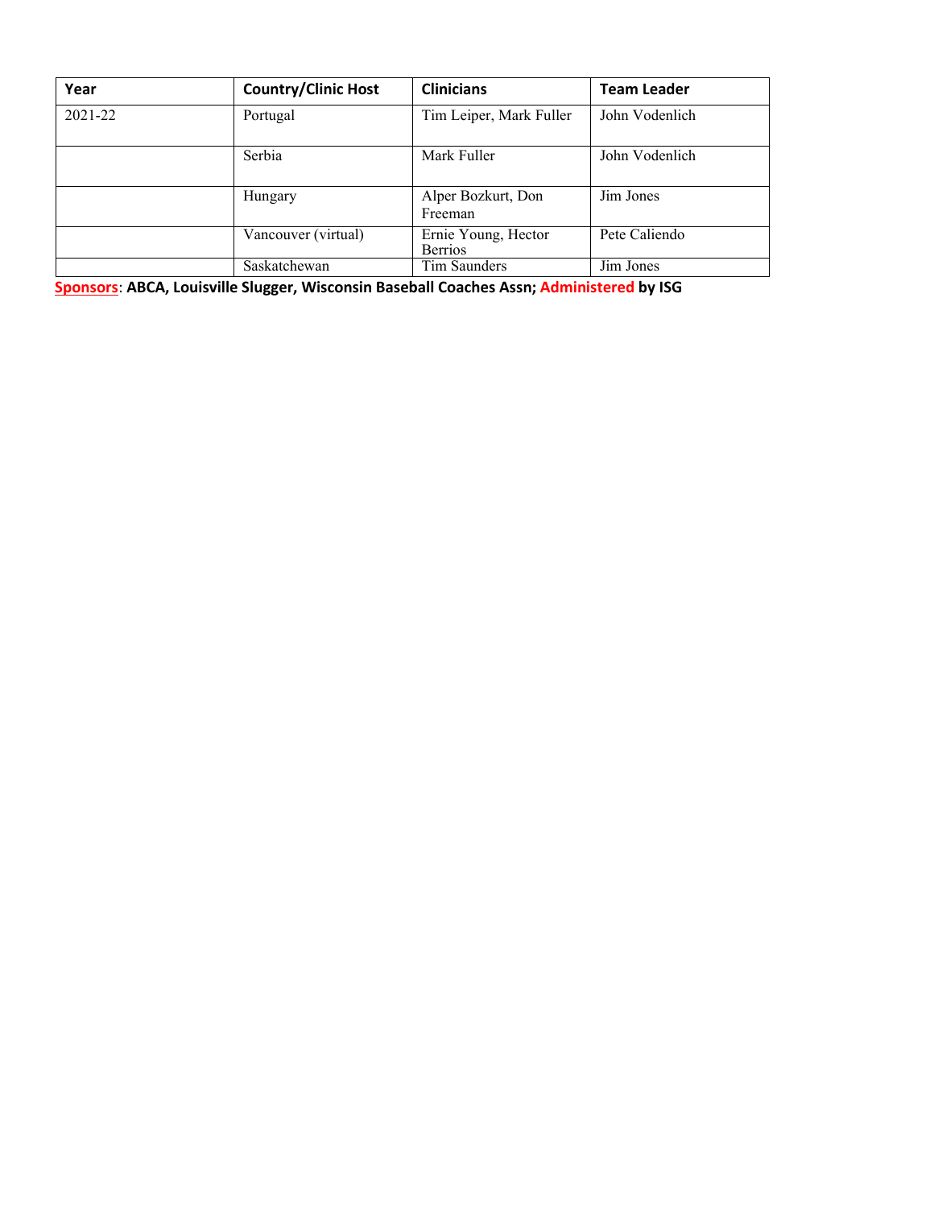| Year | Country/Clinic Host | Clinicians | Team Leader |
| --- | --- | --- | --- |
| 2021-22 | Portugal | Tim Leiper, Mark Fuller | John Vodenlich |
| | Serbia | Mark Fuller | John Vodenlich |
| | Hungary | Alper Bozkurt, Don Freeman | Jim Jones |
| | Vancouver (virtual) | Ernie Young, Hector Berrios | Pete Caliendo |
| | Saskatchewan | Tim Saunders | Jim Jones |

**Sponsors: ABCA, Louisville Slugger, Wisconsin Baseball Coaches Assn; Administered by ISG**